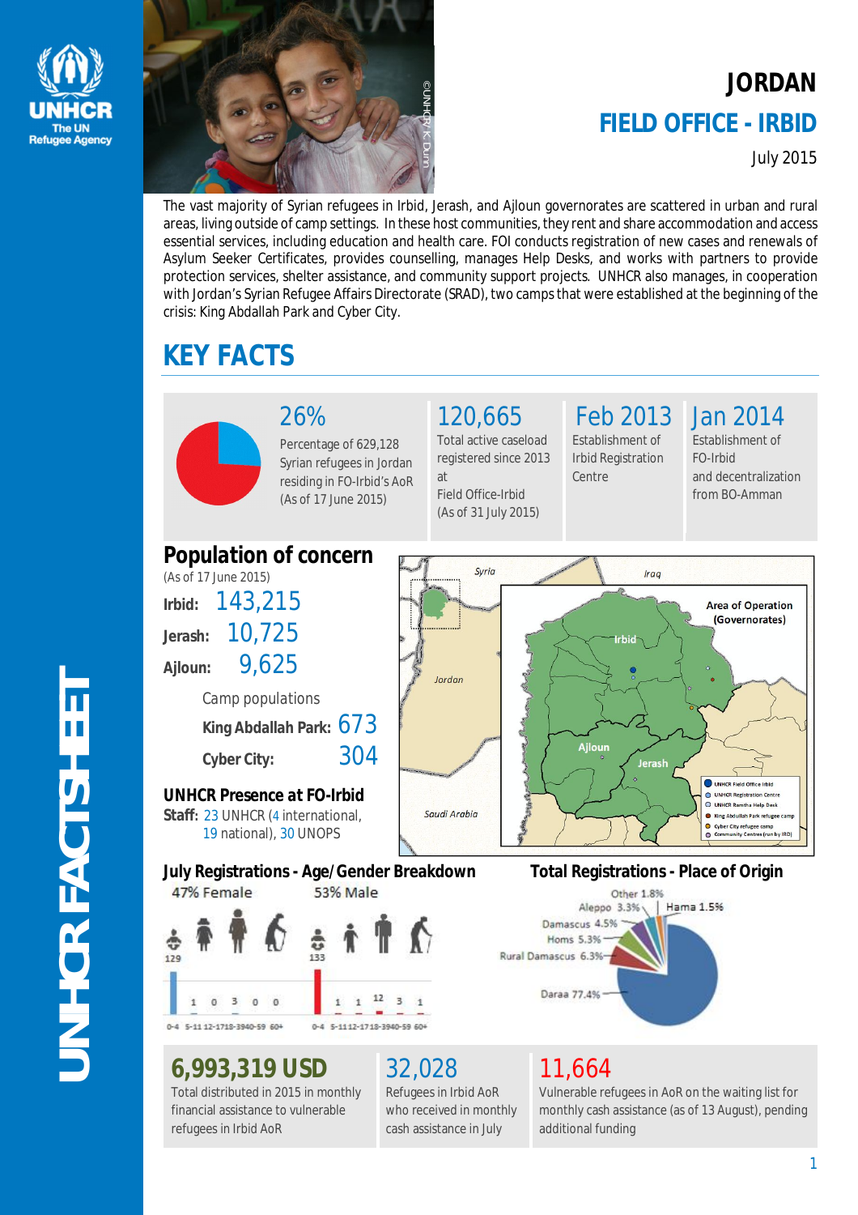# JORDAN

## FIELD OFFICE - IRBID

July 2015

The vast majority of Syrian refugees in Irbid, Jerash, and Ajloun governorates are scattered in urban and rural areas, living outside of camp settings. In these host communities, they rent and share accommodation and access essential services, including education and health care. FOI conducts registration of new cases and renewals of Asylum Seeker Certificates, provides counselling, manages Help Desks, and works with partners to provide protection services, shelter assistance, and community support projects. UNHCR also manages, in cooperation with Jordan's Syrian Refugee Affairs Directorate (SRAD), two camps that were established at the beginning of the crisis: King Abdallah Park and Cyber City.

## KEY FACTS

**26%**
Percentage of 629,128 Syrian refugees in Jordan residing in FO-Irbid's AoR (As of 17 June 2015)

**120,665**
Total active caseload registered since 2013 at Field Office-Irbid (As of 31 July 2015)

**Feb 2013**
Establishment of Irbid Registration Centre

**Jan 2014**
Establishment of FO-Irbid and decentralization from BO-Amman

### Population of concern

(As of 17 June 2015)

- **Irbid:** 143,215
- **Jerash:** 10,725
- **Ajloun:** 9,625

Camp populations

- **King Abdallah Park:** 673
- **Cyber City:** 304

### UNHCR Presence at FO-Irbid

**Staff:** 23 UNHCR (4 international, 19 national), 30 UNOPS

Map: Area of Operation (Governorates) — Irbid, Ajloun, Jerash. Legend: UNHCR Field Office Irbid; UNHCR Registration Centre; UNHCR Ramtha Help Desk; King Abdullah Park refugee camp; Cyber City refugee camp; Community Centres (run by IRD)

### July Registrations - Age/Gender Breakdown

47% Female / 53% Male

| Age | Female | Male |
|---|---|---|
| 0-4 | 129 | 133 |
| 5-11 | 1 | 1 |
| 12-17 | 0 | 1 |
| 18-39 | 3 | 12 |
| 40-59 | 0 | 3 |
| 60+ | 0 | 1 |

### Total Registrations - Place of Origin

| Place of Origin | % |
|---|---|
| Daraa | 77.4% |
| Rural Damascus | 6.3% |
| Homs | 5.3% |
| Damascus | 4.5% |
| Aleppo | 3.3% |
| Other | 1.8% |
| Hama | 1.5% |

**6,993,319 USD**
Total distributed in 2015 in monthly financial assistance to vulnerable refugees in Irbid AoR

**32,028**
Refugees in Irbid AoR who received in monthly cash assistance in July

**11,664**
Vulnerable refugees in AoR on the waiting list for monthly cash assistance (as of 13 August), pending additional funding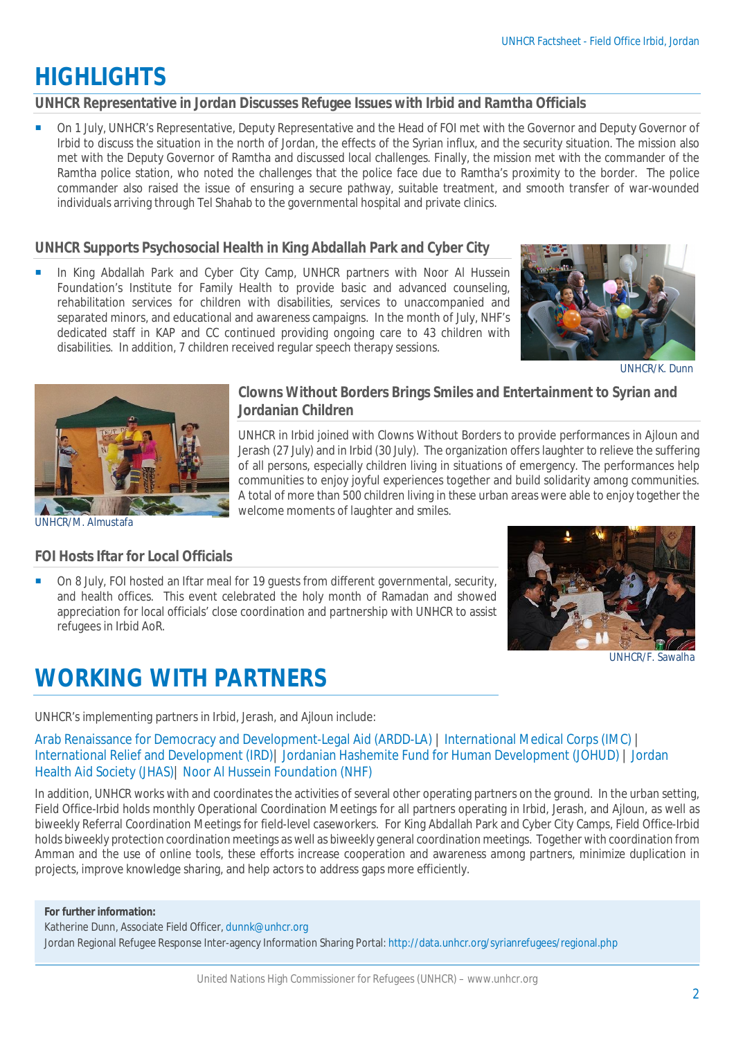# HIGHLIGHTS

### UNHCR Representative in Jordan Discusses Refugee Issues with Irbid and Ramtha Officials

- On 1 July, UNHCR's Representative, Deputy Representative and the Head of FOI met with the Governor and Deputy Governor of Irbid to discuss the situation in the north of Jordan, the effects of the Syrian influx, and the security situation. The mission also met with the Deputy Governor of Ramtha and discussed local challenges. Finally, the mission met with the commander of the Ramtha police station, who noted the challenges that the police face due to Ramtha's proximity to the border. The police commander also raised the issue of ensuring a secure pathway, suitable treatment, and smooth transfer of war-wounded individuals arriving through Tel Shahab to the governmental hospital and private clinics.

### UNHCR Supports Psychosocial Health in King Abdallah Park and Cyber City

- In King Abdallah Park and Cyber City Camp, UNHCR partners with Noor Al Hussein Foundation's Institute for Family Health to provide basic and advanced counseling, rehabilitation services for children with disabilities, services to unaccompanied and separated minors, and educational and awareness campaigns. In the month of July, NHF's dedicated staff in KAP and CC continued providing ongoing care to 43 children with disabilities. In addition, 7 children received regular speech therapy sessions.

UNHCR/K. Dunn

### Clowns Without Borders Brings Smiles and Entertainment to Syrian and Jordanian Children

UNHCR in Irbid joined with Clowns Without Borders to provide performances in Ajloun and Jerash (27 July) and in Irbid (30 July). The organization offers laughter to relieve the suffering of all persons, especially children living in situations of emergency. The performances help communities to enjoy joyful experiences together and build solidarity among communities. A total of more than 500 children living in these urban areas were able to enjoy together the welcome moments of laughter and smiles.

UNHCR/M. Almustafa

### FOI Hosts Iftar for Local Officials

- On 8 July, FOI hosted an Iftar meal for 19 guests from different governmental, security, and health offices. This event celebrated the holy month of Ramadan and showed appreciation for local officials' close coordination and partnership with UNHCR to assist refugees in Irbid AoR.

UNHCR/F. Sawalha

# WORKING WITH PARTNERS

UNHCR's implementing partners in Irbid, Jerash, and Ajloun include:

Arab Renaissance for Democracy and Development-Legal Aid (ARDD-LA) | International Medical Corps (IMC) | International Relief and Development (IRD)| Jordanian Hashemite Fund for Human Development (JOHUD) | Jordan Health Aid Society (JHAS)| Noor Al Hussein Foundation (NHF)

In addition, UNHCR works with and coordinates the activities of several other operating partners on the ground. In the urban setting, Field Office-Irbid holds monthly Operational Coordination Meetings for all partners operating in Irbid, Jerash, and Ajloun, as well as biweekly Referral Coordination Meetings for field-level caseworkers. For King Abdallah Park and Cyber City Camps, Field Office-Irbid holds biweekly protection coordination meetings as well as biweekly general coordination meetings. Together with coordination from Amman and the use of online tools, these efforts increase cooperation and awareness among partners, minimize duplication in projects, improve knowledge sharing, and help actors to address gaps more efficiently.

**For further information:**
Katherine Dunn, Associate Field Officer, dunnk@unhcr.org
Jordan Regional Refugee Response Inter-agency Information Sharing Portal: http://data.unhcr.org/syrianrefugees/regional.php